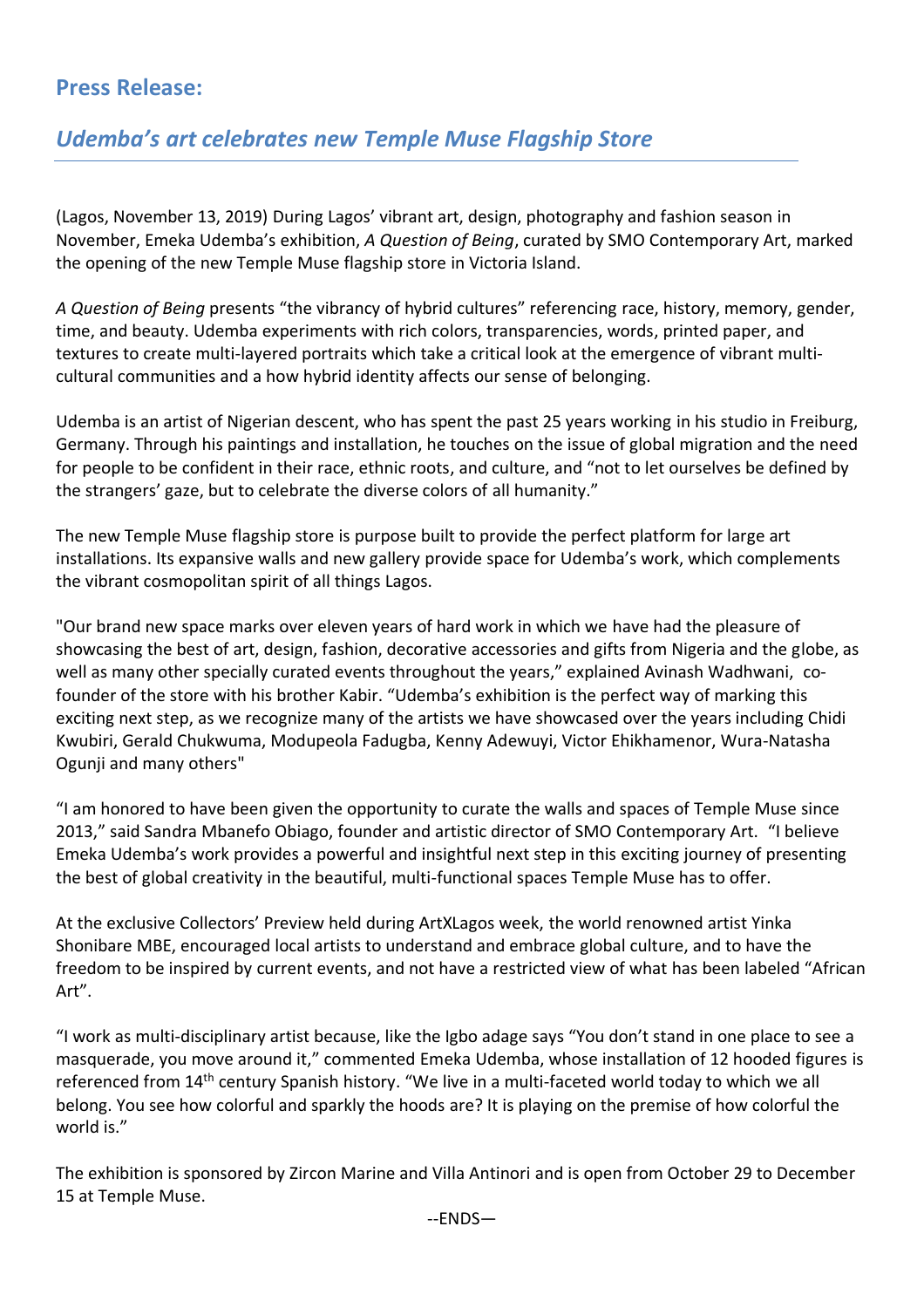## Press Release:

## *Udemba's art celebrates new Temple Muse Flagship Store*

(Lagos, November 13, 2019) During Lagos' vibrant art, design, photography and fashion season in November, Emeka Udemba's exhibition, *A Question of Being*, curated by SMO Contemporary Art, marked the opening of the new Temple Muse flagship store in Victoria Island.

*A Question of Being* presents "the vibrancy of hybrid cultures" referencing race, history, memory, gender, time, and beauty. Udemba experiments with rich colors, transparencies, words, printed paper, and textures to create multi-layered portraits which take a critical look at the emergence of vibrant multi-cultural communities and a how hybrid identity affects our sense of belonging.

Udemba is an artist of Nigerian descent, who has spent the past 25 years working in his studio in Freiburg, Germany. Through his paintings and installation, he touches on the issue of global migration and the need for people to be confident in their race, ethnic roots, and culture, and "not to let ourselves be defined by the strangers' gaze, but to celebrate the diverse colors of all humanity."

The new Temple Muse flagship store is purpose built to provide the perfect platform for large art installations. Its expansive walls and new gallery provide space for Udemba's work, which complements the vibrant cosmopolitan spirit of all things Lagos.

"Our brand new space marks over eleven years of hard work in which we have had the pleasure of showcasing the best of art, design, fashion, decorative accessories and gifts from Nigeria and the globe, as well as many other specially curated events throughout the years," explained Avinash Wadhwani, co-founder of the store with his brother Kabir. "Udemba's exhibition is the perfect way of marking this exciting next step, as we recognize many of the artists we have showcased over the years including Chidi Kwubiri, Gerald Chukwuma, Modupeola Fadugba, Kenny Adewuyi, Victor Ehikhamenor, Wura-Natasha Ogunji and many others"

"I am honored to have been given the opportunity to curate the walls and spaces of Temple Muse since 2013," said Sandra Mbanefo Obiago, founder and artistic director of SMO Contemporary Art. "I believe Emeka Udemba's work provides a powerful and insightful next step in this exciting journey of presenting the best of global creativity in the beautiful, multi-functional spaces Temple Muse has to offer.

At the exclusive Collectors' Preview held during ArtXLagos week, the world renowned artist Yinka Shonibare MBE, encouraged local artists to understand and embrace global culture, and to have the freedom to be inspired by current events, and not have a restricted view of what has been labeled "African Art".

"I work as multi-disciplinary artist because, like the Igbo adage says "You don't stand in one place to see a masquerade, you move around it," commented Emeka Udemba, whose installation of 12 hooded figures is referenced from 14th century Spanish history. "We live in a multi-faceted world today to which we all belong. You see how colorful and sparkly the hoods are? It is playing on the premise of how colorful the world is."

The exhibition is sponsored by Zircon Marine and Villa Antinori and is open from October 29 to December 15 at Temple Muse.

--ENDS—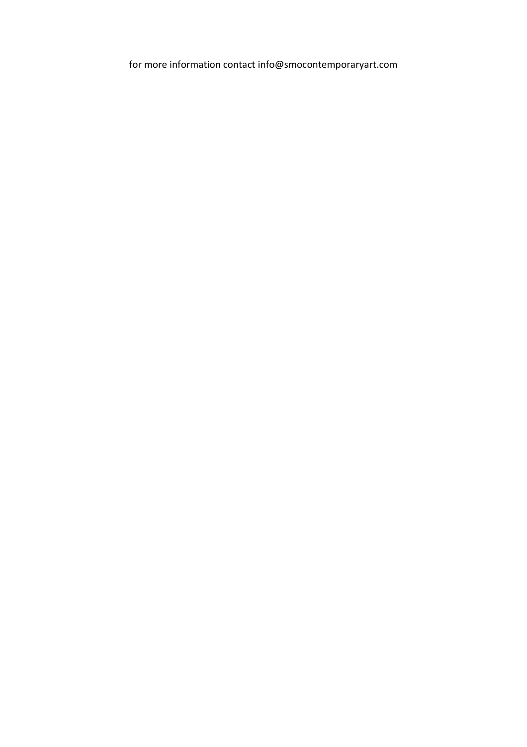for more information contact info@smocontemporaryart.com